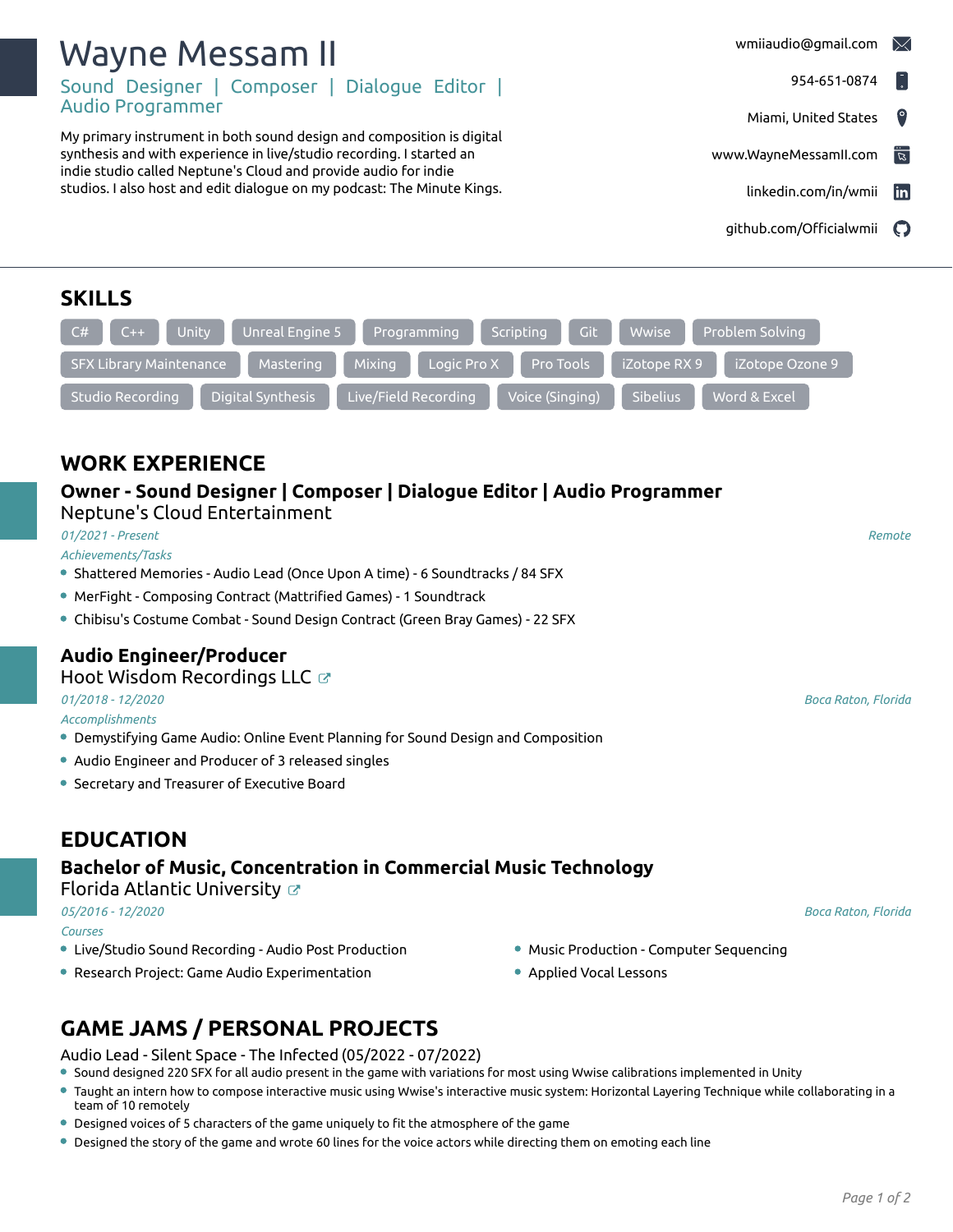# Wayne Messam II

Sound Designer | Composer | Dialogue Editor | Audio Programmer

My primary instrument in both sound design and composition is digital synthesis and with experience in live/studio recording. I started an indie studio called Neptune's Cloud and provide audio for indie studios. I also host and edit dialogue on my podcast: The Minute Kings.

wmiiaudio@gmail.com
954-651-0874
Miami, United States
www.WayneMessamII.com
linkedin.com/in/wmii
github.com/Officialwmii

## SKILLS

C# | C++ | Unity | Unreal Engine 5 | Programming | Scripting | Git | Wwise | Problem Solving | SFX Library Maintenance | Mastering | Mixing | Logic Pro X | Pro Tools | iZotope RX 9 | iZotope Ozone 9 | Studio Recording | Digital Synthesis | Live/Field Recording | Voice (Singing) | Sibelius | Word & Excel

## WORK EXPERIENCE

### Owner - Sound Designer | Composer | Dialogue Editor | Audio Programmer
Neptune's Cloud Entertainment

*01/2021 - Present* — *Remote*

*Achievements/Tasks*
- Shattered Memories - Audio Lead (Once Upon A time) - 6 Soundtracks / 84 SFX
- MerFight - Composing Contract (Mattrified Games) - 1 Soundtrack
- Chibisu's Costume Combat - Sound Design Contract (Green Bray Games) - 22 SFX

### Audio Engineer/Producer
Hoot Wisdom Recordings LLC

*01/2018 - 12/2020* — *Boca Raton, Florida*

*Accomplishments*
- Demystifying Game Audio: Online Event Planning for Sound Design and Composition
- Audio Engineer and Producer of 3 released singles
- Secretary and Treasurer of Executive Board

## EDUCATION

### Bachelor of Music, Concentration in Commercial Music Technology
Florida Atlantic University

*05/2016 - 12/2020* — *Boca Raton, Florida*

*Courses*
- Live/Studio Sound Recording - Audio Post Production
- Research Project: Game Audio Experimentation
- Music Production - Computer Sequencing
- Applied Vocal Lessons

## GAME JAMS / PERSONAL PROJECTS

Audio Lead - Silent Space - The Infected (05/2022 - 07/2022)
- Sound designed 220 SFX for all audio present in the game with variations for most using Wwise calibrations implemented in Unity
- Taught an intern how to compose interactive music using Wwise's interactive music system: Horizontal Layering Technique while collaborating in a team of 10 remotely
- Designed voices of 5 characters of the game uniquely to fit the atmosphere of the game
- Designed the story of the game and wrote 60 lines for the voice actors while directing them on emoting each line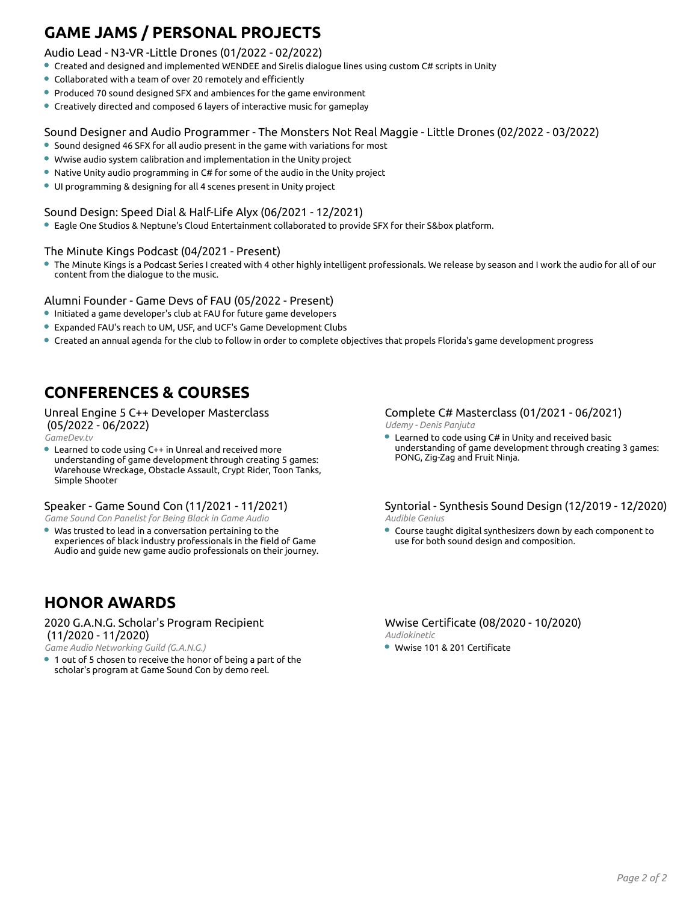## GAME JAMS / PERSONAL PROJECTS

### Audio Lead - N3-VR -Little Drones (01/2022 - 02/2022)

- Created and designed and implemented WENDEE and Sirelis dialogue lines using custom C# scripts in Unity
- Collaborated with a team of over 20 remotely and efficiently
- Produced 70 sound designed SFX and ambiences for the game environment
- Creatively directed and composed 6 layers of interactive music for gameplay

### Sound Designer and Audio Programmer - The Monsters Not Real Maggie - Little Drones (02/2022 - 03/2022)

- Sound designed 46 SFX for all audio present in the game with variations for most
- Wwise audio system calibration and implementation in the Unity project
- Native Unity audio programming in C# for some of the audio in the Unity project
- UI programming & designing for all 4 scenes present in Unity project

### Sound Design: Speed Dial & Half-Life Alyx (06/2021 - 12/2021)

- Eagle One Studios & Neptune's Cloud Entertainment collaborated to provide SFX for their S&box platform.

### The Minute Kings Podcast (04/2021 - Present)

- The Minute Kings is a Podcast Series I created with 4 other highly intelligent professionals. We release by season and I work the audio for all of our content from the dialogue to the music.

### Alumni Founder - Game Devs of FAU (05/2022 - Present)

- Initiated a game developer's club at FAU for future game developers
- Expanded FAU's reach to UM, USF, and UCF's Game Development Clubs
- Created an annual agenda for the club to follow in order to complete objectives that propels Florida's game development progress

## CONFERENCES & COURSES

### Unreal Engine 5 C++ Developer Masterclass (05/2022 - 06/2022)

*GameDev.tv*

- Learned to code using C++ in Unreal and received more understanding of game development through creating 5 games: Warehouse Wreckage, Obstacle Assault, Crypt Rider, Toon Tanks, Simple Shooter

### Complete C# Masterclass (01/2021 - 06/2021)

*Udemy - Denis Panjuta*

- Learned to code using C# in Unity and received basic understanding of game development through creating 3 games: PONG, Zig-Zag and Fruit Ninja.

### Speaker - Game Sound Con (11/2021 - 11/2021)

*Game Sound Con Panelist for Being Black in Game Audio*

- Was trusted to lead in a conversation pertaining to the experiences of black industry professionals in the field of Game Audio and guide new game audio professionals on their journey.

### Syntorial - Synthesis Sound Design (12/2019 - 12/2020)

*Audible Genius*

- Course taught digital synthesizers down by each component to use for both sound design and composition.

## HONOR AWARDS

### 2020 G.A.N.G. Scholar's Program Recipient (11/2020 - 11/2020)

*Game Audio Networking Guild (G.A.N.G.)*

- 1 out of 5 chosen to receive the honor of being a part of the scholar's program at Game Sound Con by demo reel.

### Wwise Certificate (08/2020 - 10/2020)

*Audiokinetic*

- Wwise 101 & 201 Certificate